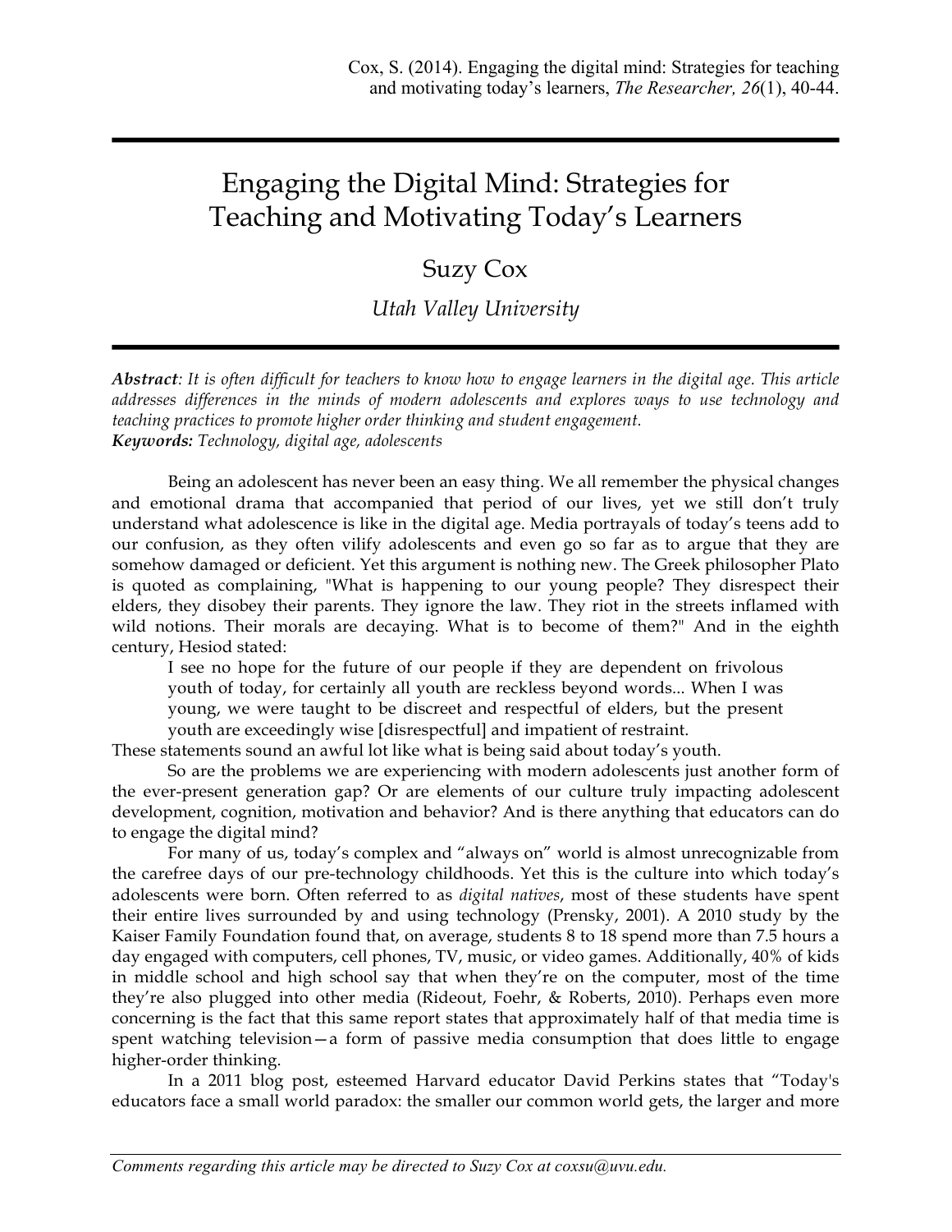Cox, S. (2014). Engaging the digital mind: Strategies for teaching and motivating today's learners, *The Researcher, 26*(1), 40-44.

# Engaging the Digital Mind: Strategies for Teaching and Motivating Today's Learners

Suzy Cox

*Utah Valley University*

***Abstract**: It is often difficult for teachers to know how to engage learners in the digital age. This article addresses differences in the minds of modern adolescents and explores ways to use technology and teaching practices to promote higher order thinking and student engagement.*
***Keywords:** Technology, digital age, adolescents*

Being an adolescent has never been an easy thing. We all remember the physical changes and emotional drama that accompanied that period of our lives, yet we still don't truly understand what adolescence is like in the digital age. Media portrayals of today's teens add to our confusion, as they often vilify adolescents and even go so far as to argue that they are somehow damaged or deficient. Yet this argument is nothing new. The Greek philosopher Plato is quoted as complaining, "What is happening to our young people? They disrespect their elders, they disobey their parents. They ignore the law. They riot in the streets inflamed with wild notions. Their morals are decaying. What is to become of them?" And in the eighth century, Hesiod stated:

> I see no hope for the future of our people if they are dependent on frivolous youth of today, for certainly all youth are reckless beyond words... When I was young, we were taught to be discreet and respectful of elders, but the present youth are exceedingly wise [disrespectful] and impatient of restraint.

These statements sound an awful lot like what is being said about today's youth.

So are the problems we are experiencing with modern adolescents just another form of the ever-present generation gap? Or are elements of our culture truly impacting adolescent development, cognition, motivation and behavior? And is there anything that educators can do to engage the digital mind?

For many of us, today's complex and "always on" world is almost unrecognizable from the carefree days of our pre-technology childhoods. Yet this is the culture into which today's adolescents were born. Often referred to as *digital natives*, most of these students have spent their entire lives surrounded by and using technology (Prensky, 2001). A 2010 study by the Kaiser Family Foundation found that, on average, students 8 to 18 spend more than 7.5 hours a day engaged with computers, cell phones, TV, music, or video games. Additionally, 40% of kids in middle school and high school say that when they're on the computer, most of the time they're also plugged into other media (Rideout, Foehr, & Roberts, 2010). Perhaps even more concerning is the fact that this same report states that approximately half of that media time is spent watching television—a form of passive media consumption that does little to engage higher-order thinking.

In a 2011 blog post, esteemed Harvard educator David Perkins states that "Today's educators face a small world paradox: the smaller our common world gets, the larger and more

*Comments regarding this article may be directed to Suzy Cox at coxsu@uvu.edu.*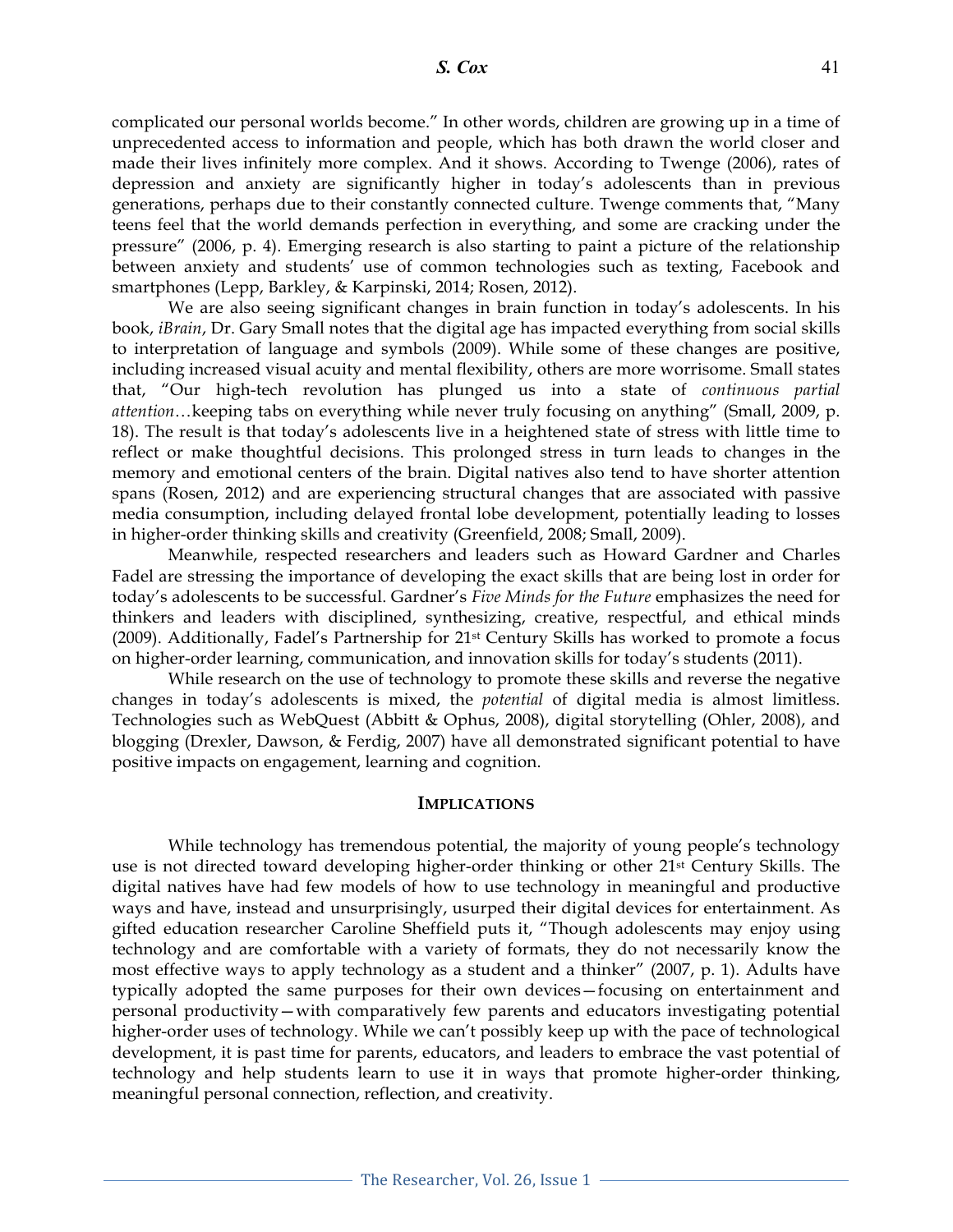complicated our personal worlds become." In other words, children are growing up in a time of unprecedented access to information and people, which has both drawn the world closer and made their lives infinitely more complex. And it shows. According to Twenge (2006), rates of depression and anxiety are significantly higher in today's adolescents than in previous generations, perhaps due to their constantly connected culture. Twenge comments that, "Many teens feel that the world demands perfection in everything, and some are cracking under the pressure" (2006, p. 4). Emerging research is also starting to paint a picture of the relationship between anxiety and students' use of common technologies such as texting, Facebook and smartphones (Lepp, Barkley, & Karpinski, 2014; Rosen, 2012).

We are also seeing significant changes in brain function in today's adolescents. In his book, *iBrain*, Dr. Gary Small notes that the digital age has impacted everything from social skills to interpretation of language and symbols (2009). While some of these changes are positive, including increased visual acuity and mental flexibility, others are more worrisome. Small states that, "Our high-tech revolution has plunged us into a state of *continuous partial attention*…keeping tabs on everything while never truly focusing on anything" (Small, 2009, p. 18). The result is that today's adolescents live in a heightened state of stress with little time to reflect or make thoughtful decisions. This prolonged stress in turn leads to changes in the memory and emotional centers of the brain. Digital natives also tend to have shorter attention spans (Rosen, 2012) and are experiencing structural changes that are associated with passive media consumption, including delayed frontal lobe development, potentially leading to losses in higher-order thinking skills and creativity (Greenfield, 2008; Small, 2009).

Meanwhile, respected researchers and leaders such as Howard Gardner and Charles Fadel are stressing the importance of developing the exact skills that are being lost in order for today's adolescents to be successful. Gardner's *Five Minds for the Future* emphasizes the need for thinkers and leaders with disciplined, synthesizing, creative, respectful, and ethical minds (2009). Additionally, Fadel's Partnership for 21st Century Skills has worked to promote a focus on higher-order learning, communication, and innovation skills for today's students (2011).

While research on the use of technology to promote these skills and reverse the negative changes in today's adolescents is mixed, the *potential* of digital media is almost limitless. Technologies such as WebQuest (Abbitt & Ophus, 2008), digital storytelling (Ohler, 2008), and blogging (Drexler, Dawson, & Ferdig, 2007) have all demonstrated significant potential to have positive impacts on engagement, learning and cognition.

## Implications

While technology has tremendous potential, the majority of young people's technology use is not directed toward developing higher-order thinking or other 21st Century Skills. The digital natives have had few models of how to use technology in meaningful and productive ways and have, instead and unsurprisingly, usurped their digital devices for entertainment. As gifted education researcher Caroline Sheffield puts it, "Though adolescents may enjoy using technology and are comfortable with a variety of formats, they do not necessarily know the most effective ways to apply technology as a student and a thinker" (2007, p. 1). Adults have typically adopted the same purposes for their own devices—focusing on entertainment and personal productivity—with comparatively few parents and educators investigating potential higher-order uses of technology. While we can't possibly keep up with the pace of technological development, it is past time for parents, educators, and leaders to embrace the vast potential of technology and help students learn to use it in ways that promote higher-order thinking, meaningful personal connection, reflection, and creativity.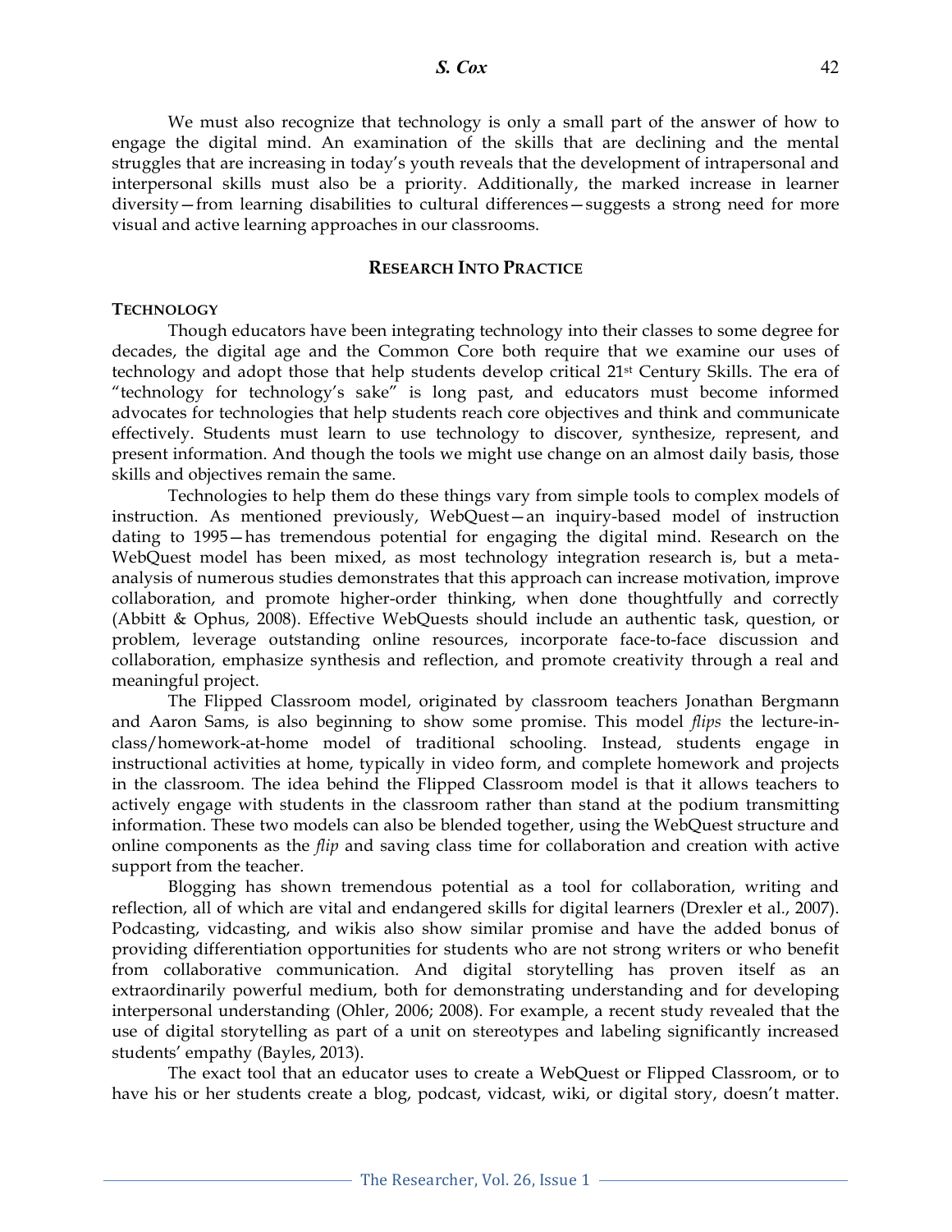We must also recognize that technology is only a small part of the answer of how to engage the digital mind. An examination of the skills that are declining and the mental struggles that are increasing in today's youth reveals that the development of intrapersonal and interpersonal skills must also be a priority. Additionally, the marked increase in learner diversity—from learning disabilities to cultural differences—suggests a strong need for more visual and active learning approaches in our classrooms.

## RESEARCH INTO PRACTICE

### TECHNOLOGY

Though educators have been integrating technology into their classes to some degree for decades, the digital age and the Common Core both require that we examine our uses of technology and adopt those that help students develop critical 21st Century Skills. The era of "technology for technology's sake" is long past, and educators must become informed advocates for technologies that help students reach core objectives and think and communicate effectively. Students must learn to use technology to discover, synthesize, represent, and present information. And though the tools we might use change on an almost daily basis, those skills and objectives remain the same.

Technologies to help them do these things vary from simple tools to complex models of instruction. As mentioned previously, WebQuest—an inquiry-based model of instruction dating to 1995—has tremendous potential for engaging the digital mind. Research on the WebQuest model has been mixed, as most technology integration research is, but a meta-analysis of numerous studies demonstrates that this approach can increase motivation, improve collaboration, and promote higher-order thinking, when done thoughtfully and correctly (Abbitt & Ophus, 2008). Effective WebQuests should include an authentic task, question, or problem, leverage outstanding online resources, incorporate face-to-face discussion and collaboration, emphasize synthesis and reflection, and promote creativity through a real and meaningful project.

The Flipped Classroom model, originated by classroom teachers Jonathan Bergmann and Aaron Sams, is also beginning to show some promise. This model *flips* the lecture-in-class/homework-at-home model of traditional schooling. Instead, students engage in instructional activities at home, typically in video form, and complete homework and projects in the classroom. The idea behind the Flipped Classroom model is that it allows teachers to actively engage with students in the classroom rather than stand at the podium transmitting information. These two models can also be blended together, using the WebQuest structure and online components as the *flip* and saving class time for collaboration and creation with active support from the teacher.

Blogging has shown tremendous potential as a tool for collaboration, writing and reflection, all of which are vital and endangered skills for digital learners (Drexler et al., 2007). Podcasting, vidcasting, and wikis also show similar promise and have the added bonus of providing differentiation opportunities for students who are not strong writers or who benefit from collaborative communication. And digital storytelling has proven itself as an extraordinarily powerful medium, both for demonstrating understanding and for developing interpersonal understanding (Ohler, 2006; 2008). For example, a recent study revealed that the use of digital storytelling as part of a unit on stereotypes and labeling significantly increased students' empathy (Bayles, 2013).

The exact tool that an educator uses to create a WebQuest or Flipped Classroom, or to have his or her students create a blog, podcast, vidcast, wiki, or digital story, doesn't matter.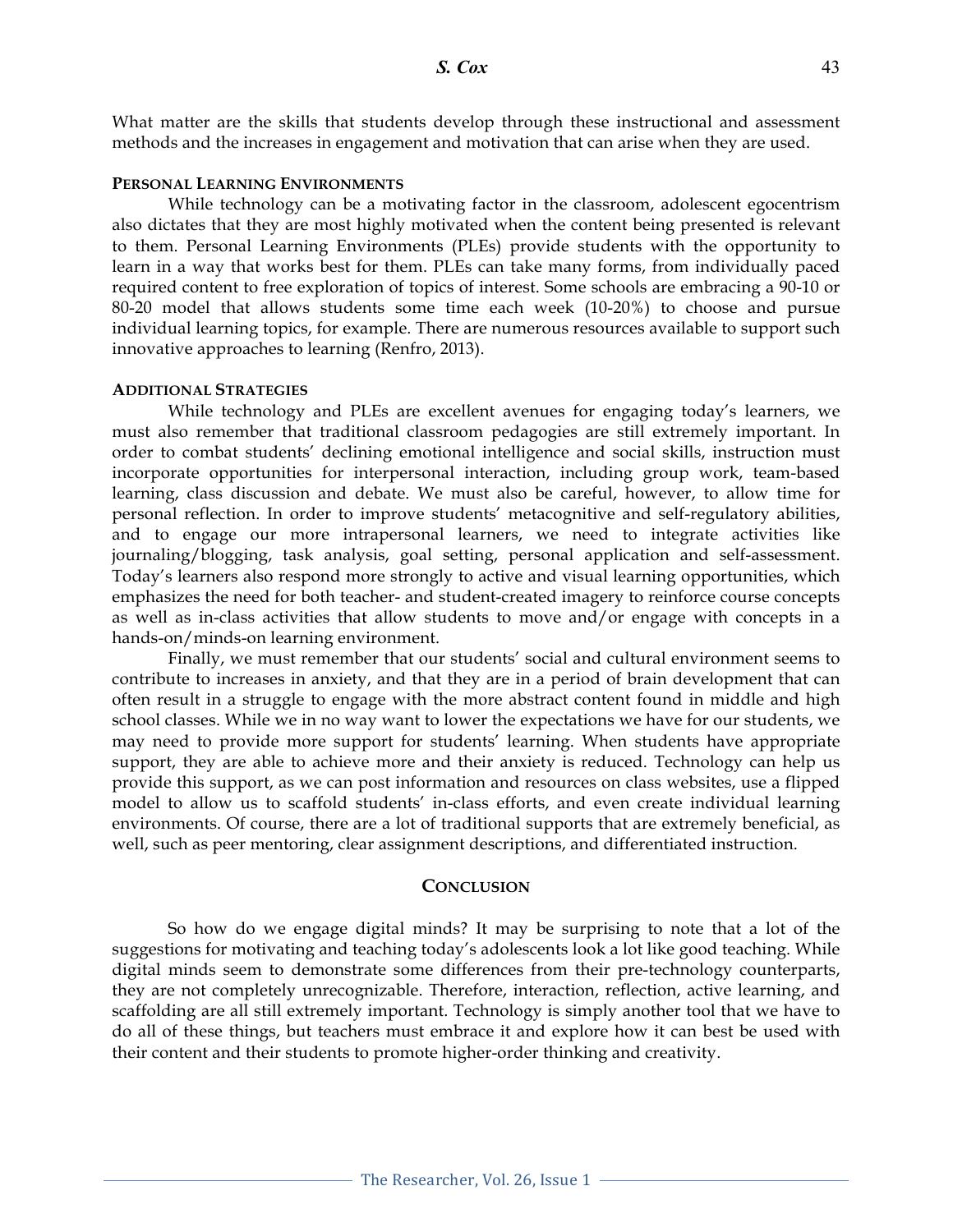What matter are the skills that students develop through these instructional and assessment methods and the increases in engagement and motivation that can arise when they are used.

### PERSONAL LEARNING ENVIRONMENTS

While technology can be a motivating factor in the classroom, adolescent egocentrism also dictates that they are most highly motivated when the content being presented is relevant to them. Personal Learning Environments (PLEs) provide students with the opportunity to learn in a way that works best for them. PLEs can take many forms, from individually paced required content to free exploration of topics of interest. Some schools are embracing a 90-10 or 80-20 model that allows students some time each week (10-20%) to choose and pursue individual learning topics, for example. There are numerous resources available to support such innovative approaches to learning (Renfro, 2013).

### ADDITIONAL STRATEGIES

While technology and PLEs are excellent avenues for engaging today's learners, we must also remember that traditional classroom pedagogies are still extremely important. In order to combat students' declining emotional intelligence and social skills, instruction must incorporate opportunities for interpersonal interaction, including group work, team-based learning, class discussion and debate. We must also be careful, however, to allow time for personal reflection. In order to improve students' metacognitive and self-regulatory abilities, and to engage our more intrapersonal learners, we need to integrate activities like journaling/blogging, task analysis, goal setting, personal application and self-assessment. Today's learners also respond more strongly to active and visual learning opportunities, which emphasizes the need for both teacher- and student-created imagery to reinforce course concepts as well as in-class activities that allow students to move and/or engage with concepts in a hands-on/minds-on learning environment.

Finally, we must remember that our students' social and cultural environment seems to contribute to increases in anxiety, and that they are in a period of brain development that can often result in a struggle to engage with the more abstract content found in middle and high school classes. While we in no way want to lower the expectations we have for our students, we may need to provide more support for students' learning. When students have appropriate support, they are able to achieve more and their anxiety is reduced. Technology can help us provide this support, as we can post information and resources on class websites, use a flipped model to allow us to scaffold students' in-class efforts, and even create individual learning environments. Of course, there are a lot of traditional supports that are extremely beneficial, as well, such as peer mentoring, clear assignment descriptions, and differentiated instruction.

## CONCLUSION

So how do we engage digital minds? It may be surprising to note that a lot of the suggestions for motivating and teaching today's adolescents look a lot like good teaching. While digital minds seem to demonstrate some differences from their pre-technology counterparts, they are not completely unrecognizable. Therefore, interaction, reflection, active learning, and scaffolding are all still extremely important. Technology is simply another tool that we have to do all of these things, but teachers must embrace it and explore how it can best be used with their content and their students to promote higher-order thinking and creativity.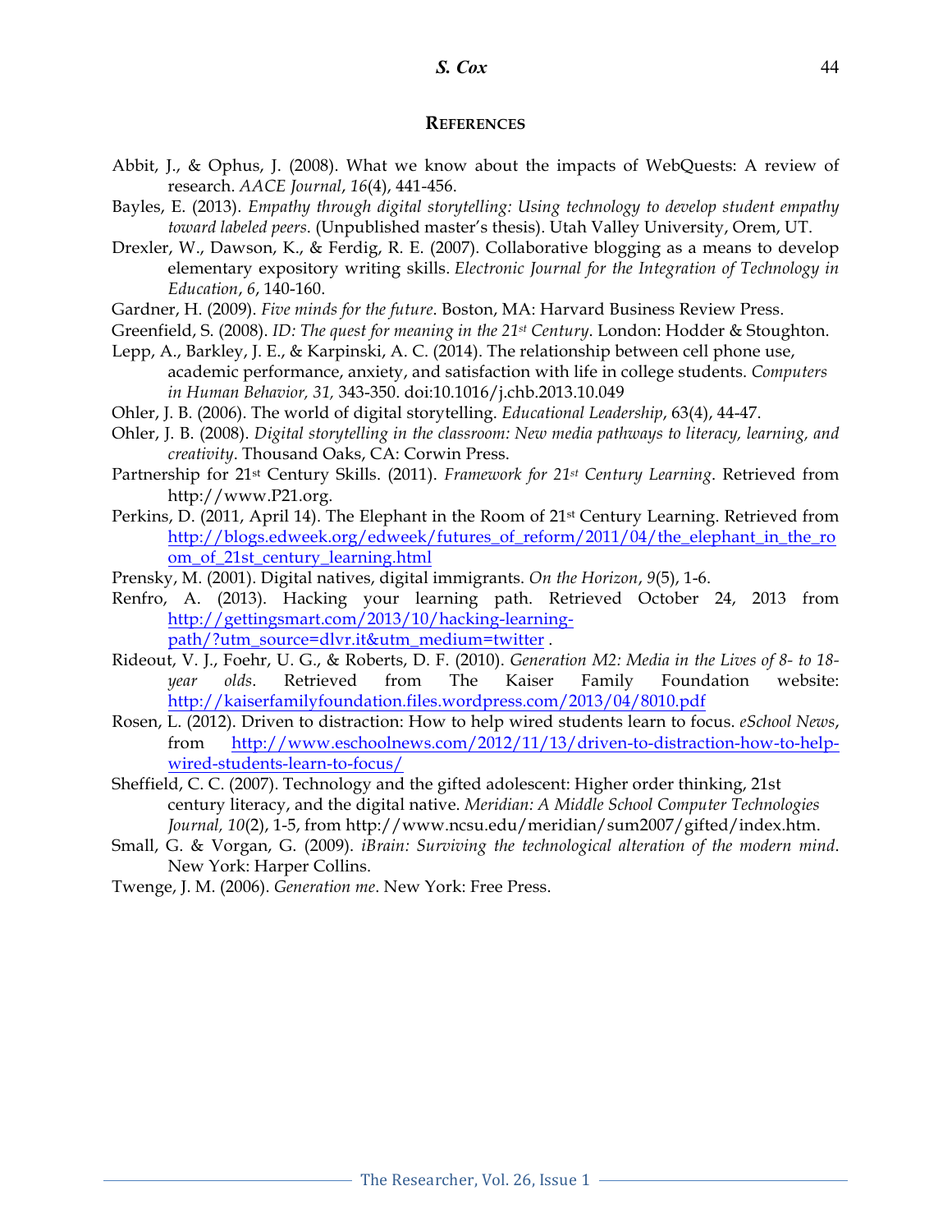## References

Abbit, J., & Ophus, J. (2008). What we know about the impacts of WebQuests: A review of research. *AACE Journal*, *16*(4), 441-456.

Bayles, E. (2013). *Empathy through digital storytelling: Using technology to develop student empathy toward labeled peers*. (Unpublished master's thesis). Utah Valley University, Orem, UT.

Drexler, W., Dawson, K., & Ferdig, R. E. (2007). Collaborative blogging as a means to develop elementary expository writing skills. *Electronic Journal for the Integration of Technology in Education*, *6*, 140-160.

Gardner, H. (2009). *Five minds for the future*. Boston, MA: Harvard Business Review Press.

Greenfield, S. (2008). *ID: The quest for meaning in the 21st Century*. London: Hodder & Stoughton.

Lepp, A., Barkley, J. E., & Karpinski, A. C. (2014). The relationship between cell phone use, academic performance, anxiety, and satisfaction with life in college students. *Computers in Human Behavior, 31,* 343-350. doi:10.1016/j.chb.2013.10.049

Ohler, J. B. (2006). The world of digital storytelling. *Educational Leadership*, 63(4), 44-47.

Ohler, J. B. (2008). *Digital storytelling in the classroom: New media pathways to literacy, learning, and creativity*. Thousand Oaks, CA: Corwin Press.

Partnership for 21st Century Skills. (2011). *Framework for 21st Century Learning*. Retrieved from http://www.P21.org.

Perkins, D. (2011, April 14). The Elephant in the Room of 21st Century Learning. Retrieved from http://blogs.edweek.org/edweek/futures_of_reform/2011/04/the_elephant_in_the_room_of_21st_century_learning.html

Prensky, M. (2001). Digital natives, digital immigrants. *On the Horizon*, *9*(5), 1-6.

Renfro, A. (2013). Hacking your learning path. Retrieved October 24, 2013 from http://gettingsmart.com/2013/10/hacking-learning-path/?utm_source=dlvr.it&utm_medium=twitter .

Rideout, V. J., Foehr, U. G., & Roberts, D. F. (2010). *Generation M2: Media in the Lives of 8- to 18-year olds*. Retrieved from The Kaiser Family Foundation website: http://kaiserfamilyfoundation.files.wordpress.com/2013/04/8010.pdf

Rosen, L. (2012). Driven to distraction: How to help wired students learn to focus. *eSchool News*, from http://www.eschoolnews.com/2012/11/13/driven-to-distraction-how-to-help-wired-students-learn-to-focus/

Sheffield, C. C. (2007). Technology and the gifted adolescent: Higher order thinking, 21st century literacy, and the digital native. *Meridian: A Middle School Computer Technologies Journal, 10*(2), 1-5, from http://www.ncsu.edu/meridian/sum2007/gifted/index.htm.

Small, G. & Vorgan, G. (2009). *iBrain: Surviving the technological alteration of the modern mind*. New York: Harper Collins.

Twenge, J. M. (2006). *Generation me*. New York: Free Press.